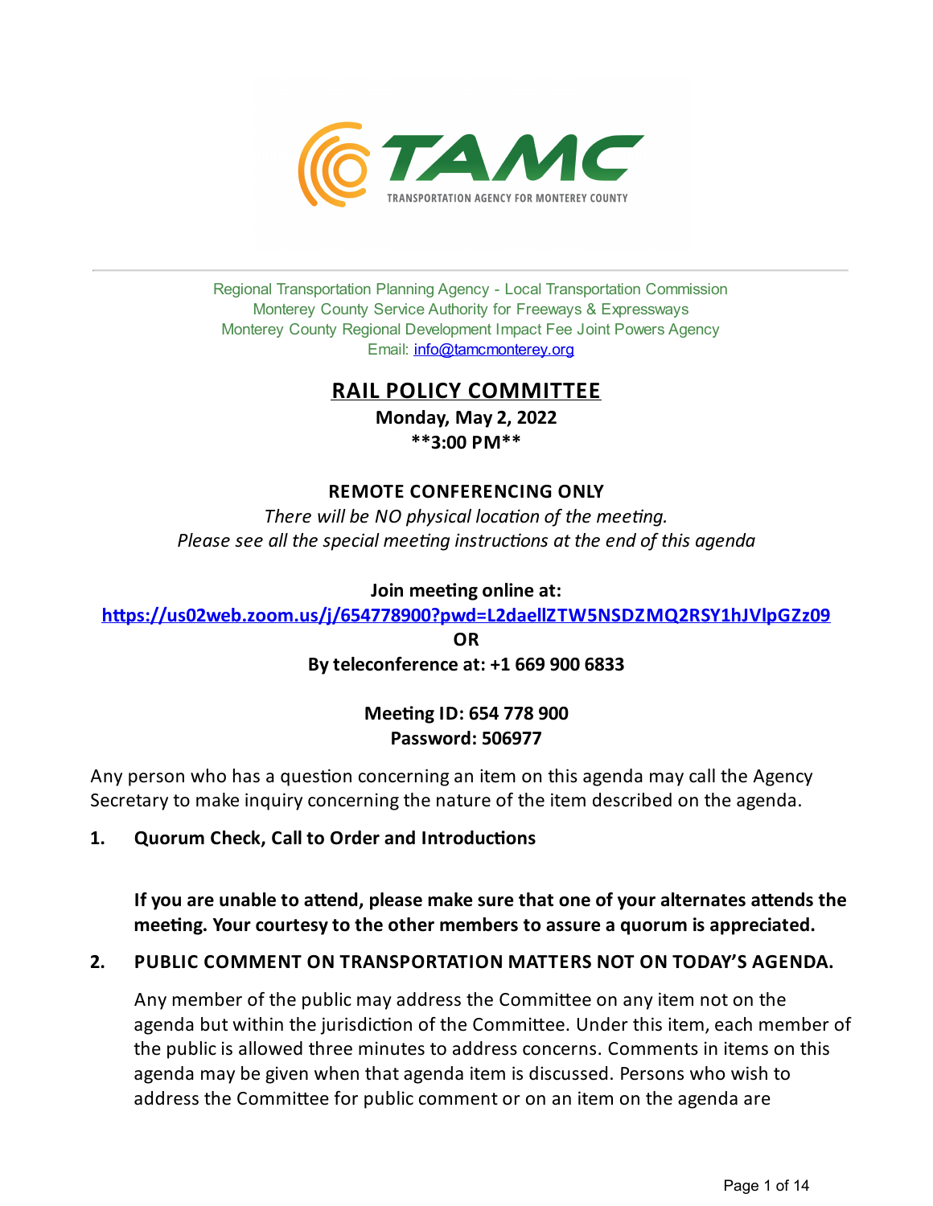TAMC

TRANSPORTATION AGENCY FOR MONTEREY COUNTY

Regional Transportation Planning Agency - Local Transportation Commission
Monterey County Service Authority for Freeways & Expressways
Monterey County Regional Development Impact Fee Joint Powers Agency
Email: info@tamcmonterey.org

# RAIL POLICY COMMITTEE

**Monday, May 2, 2022**
****3:00 PM****

**REMOTE CONFERENCING ONLY**

*There will be NO physical location of the meeting.*
*Please see all the special meeting instructions at the end of this agenda*

**Join meeting online at:**
**https://us02web.zoom.us/j/654778900?pwd=L2daellZTW5NSDZMQ2RSY1hJVlpGZz09**
**OR**
**By teleconference at: +1 669 900 6833**

**Meeting ID: 654 778 900**
**Password: 506977**

Any person who has a question concerning an item on this agenda may call the Agency Secretary to make inquiry concerning the nature of the item described on the agenda.

1. **Quorum Check, Call to Order and Introductions**

   **If you are unable to attend, please make sure that one of your alternates attends the meeting. Your courtesy to the other members to assure a quorum is appreciated.**

2. **PUBLIC COMMENT ON TRANSPORTATION MATTERS NOT ON TODAY'S AGENDA.**

   Any member of the public may address the Committee on any item not on the agenda but within the jurisdiction of the Committee. Under this item, each member of the public is allowed three minutes to address concerns. Comments in items on this agenda may be given when that agenda item is discussed. Persons who wish to address the Committee for public comment or on an item on the agenda are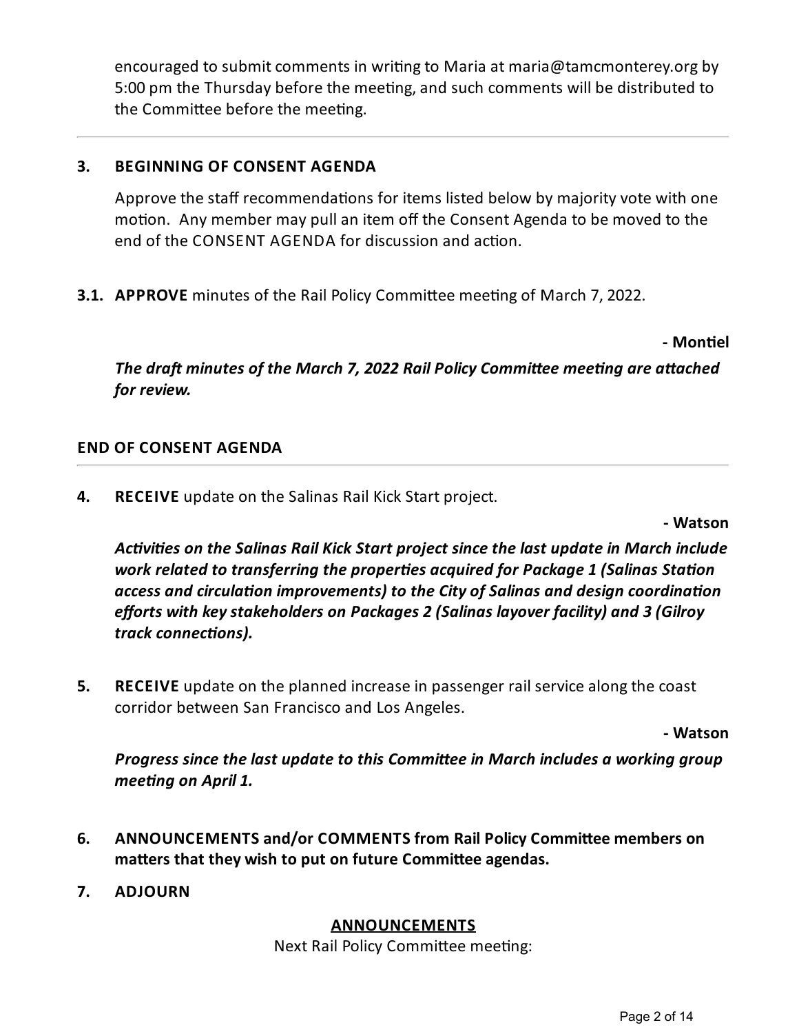encouraged to submit comments in writing to Maria at maria@tamcmonterey.org by 5:00 pm the Thursday before the meeting, and such comments will be distributed to the Committee before the meeting.

---

**3. BEGINNING OF CONSENT AGENDA**

Approve the staff recommendations for items listed below by majority vote with one motion. Any member may pull an item off the Consent Agenda to be moved to the end of the CONSENT AGENDA for discussion and action.

**3.1. APPROVE** minutes of the Rail Policy Committee meeting of March 7, 2022.

**- Montiel**

***The draft minutes of the March 7, 2022 Rail Policy Committee meeting are attached for review.***

**END OF CONSENT AGENDA**

---

**4. RECEIVE** update on the Salinas Rail Kick Start project.

**- Watson**

***Activities on the Salinas Rail Kick Start project since the last update in March include work related to transferring the properties acquired for Package 1 (Salinas Station access and circulation improvements) to the City of Salinas and design coordination efforts with key stakeholders on Packages 2 (Salinas layover facility) and 3 (Gilroy track connections).***

**5. RECEIVE** update on the planned increase in passenger rail service along the coast corridor between San Francisco and Los Angeles.

**- Watson**

***Progress since the last update to this Committee in March includes a working group meeting on April 1.***

**6. ANNOUNCEMENTS and/or COMMENTS from Rail Policy Committee members on matters that they wish to put on future Committee agendas.**

**7. ADJOURN**

**ANNOUNCEMENTS**

Next Rail Policy Committee meeting: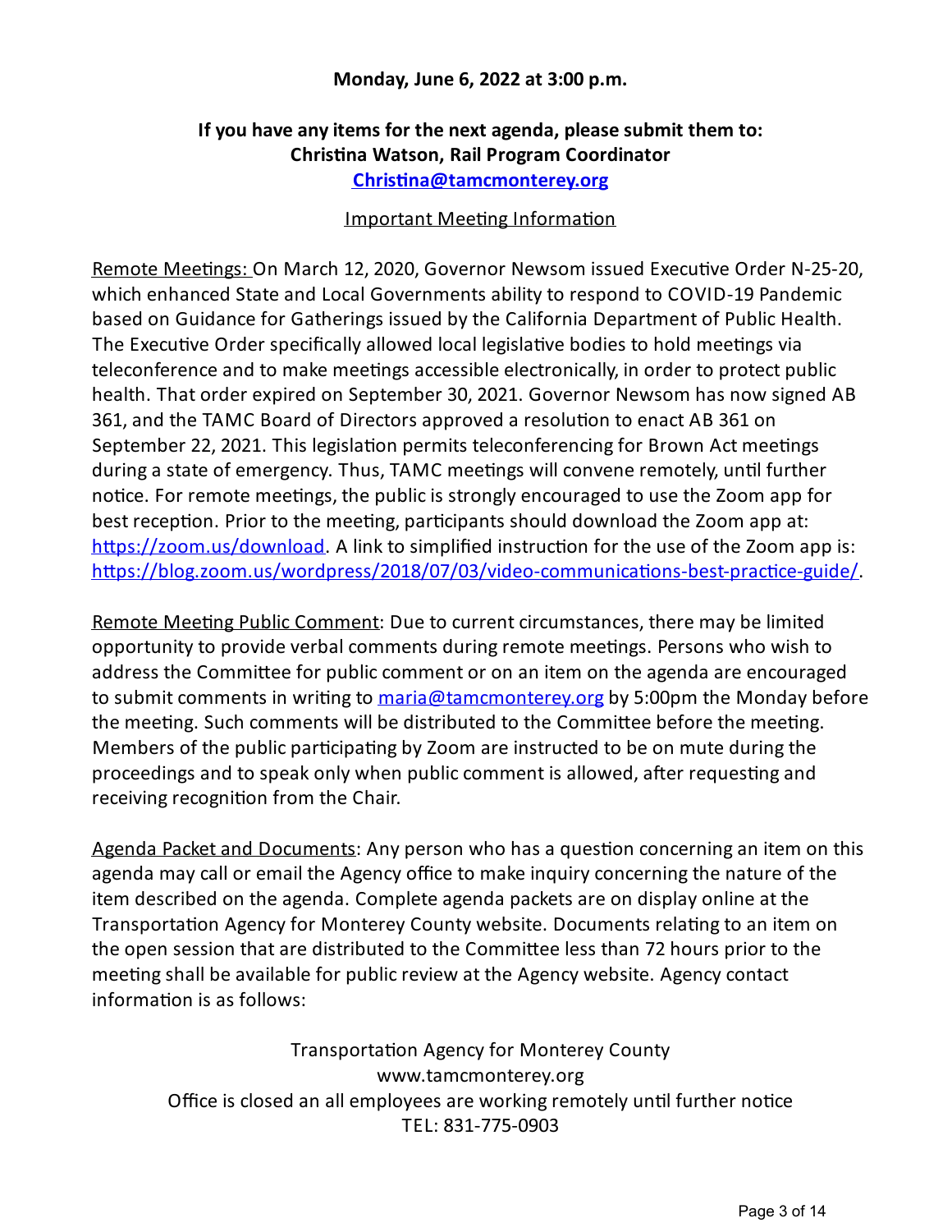**Monday, June 6, 2022 at 3:00 p.m.**

**If you have any items for the next agenda, please submit them to:**
**Christina Watson, Rail Program Coordinator**
**[Christina@tamcmonterey.org](mailto:Christina@tamcmonterey.org)**

Important Meeting Information

Remote Meetings: On March 12, 2020, Governor Newsom issued Executive Order N-25-20, which enhanced State and Local Governments ability to respond to COVID-19 Pandemic based on Guidance for Gatherings issued by the California Department of Public Health. The Executive Order specifically allowed local legislative bodies to hold meetings via teleconference and to make meetings accessible electronically, in order to protect public health. That order expired on September 30, 2021. Governor Newsom has now signed AB 361, and the TAMC Board of Directors approved a resolution to enact AB 361 on September 22, 2021. This legislation permits teleconferencing for Brown Act meetings during a state of emergency. Thus, TAMC meetings will convene remotely, until further notice. For remote meetings, the public is strongly encouraged to use the Zoom app for best reception. Prior to the meeting, participants should download the Zoom app at: [https://zoom.us/download](https://zoom.us/download). A link to simplified instruction for the use of the Zoom app is: [https://blog.zoom.us/wordpress/2018/07/03/video-communications-best-practice-guide/](https://blog.zoom.us/wordpress/2018/07/03/video-communications-best-practice-guide/).

Remote Meeting Public Comment: Due to current circumstances, there may be limited opportunity to provide verbal comments during remote meetings. Persons who wish to address the Committee for public comment or on an item on the agenda are encouraged to submit comments in writing to [maria@tamcmonterey.org](mailto:maria@tamcmonterey.org) by 5:00pm the Monday before the meeting. Such comments will be distributed to the Committee before the meeting. Members of the public participating by Zoom are instructed to be on mute during the proceedings and to speak only when public comment is allowed, after requesting and receiving recognition from the Chair.

Agenda Packet and Documents: Any person who has a question concerning an item on this agenda may call or email the Agency office to make inquiry concerning the nature of the item described on the agenda. Complete agenda packets are on display online at the Transportation Agency for Monterey County website. Documents relating to an item on the open session that are distributed to the Committee less than 72 hours prior to the meeting shall be available for public review at the Agency website. Agency contact information is as follows:

Transportation Agency for Monterey County
www.tamcmonterey.org
Office is closed an all employees are working remotely until further notice
TEL: 831-775-0903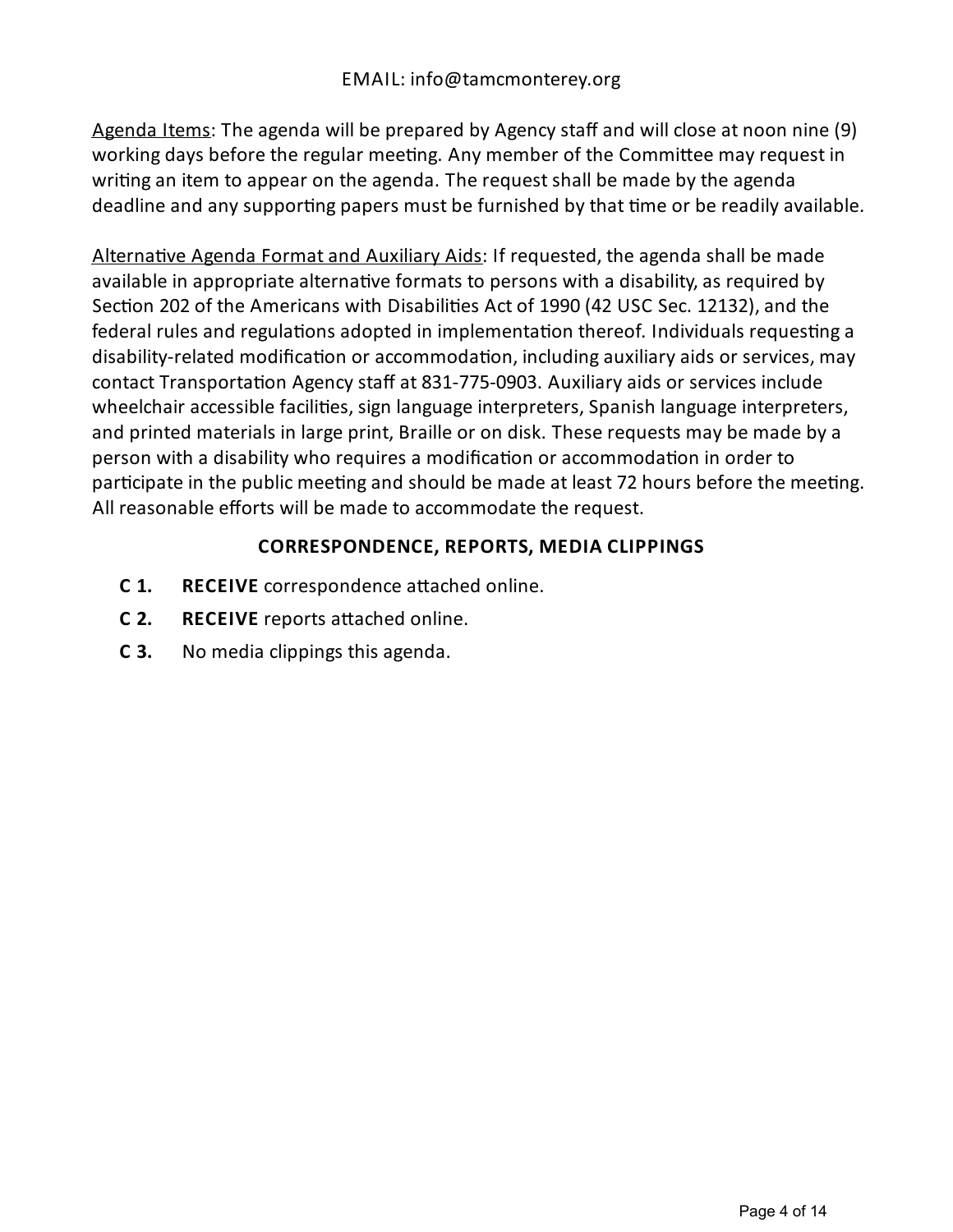EMAIL: info@tamcmonterey.org

<u>Agenda Items</u>: The agenda will be prepared by Agency staff and will close at noon nine (9) working days before the regular meeting. Any member of the Committee may request in writing an item to appear on the agenda. The request shall be made by the agenda deadline and any supporting papers must be furnished by that time or be readily available.

<u>Alternative Agenda Format and Auxiliary Aids</u>: If requested, the agenda shall be made available in appropriate alternative formats to persons with a disability, as required by Section 202 of the Americans with Disabilities Act of 1990 (42 USC Sec. 12132), and the federal rules and regulations adopted in implementation thereof. Individuals requesting a disability-related modification or accommodation, including auxiliary aids or services, may contact Transportation Agency staff at 831-775-0903. Auxiliary aids or services include wheelchair accessible facilities, sign language interpreters, Spanish language interpreters, and printed materials in large print, Braille or on disk. These requests may be made by a person with a disability who requires a modification or accommodation in order to participate in the public meeting and should be made at least 72 hours before the meeting. All reasonable efforts will be made to accommodate the request.

### CORRESPONDENCE, REPORTS, MEDIA CLIPPINGS

**C 1.** **RECEIVE** correspondence attached online.

**C 2.** **RECEIVE** reports attached online.

**C 3.** No media clippings this agenda.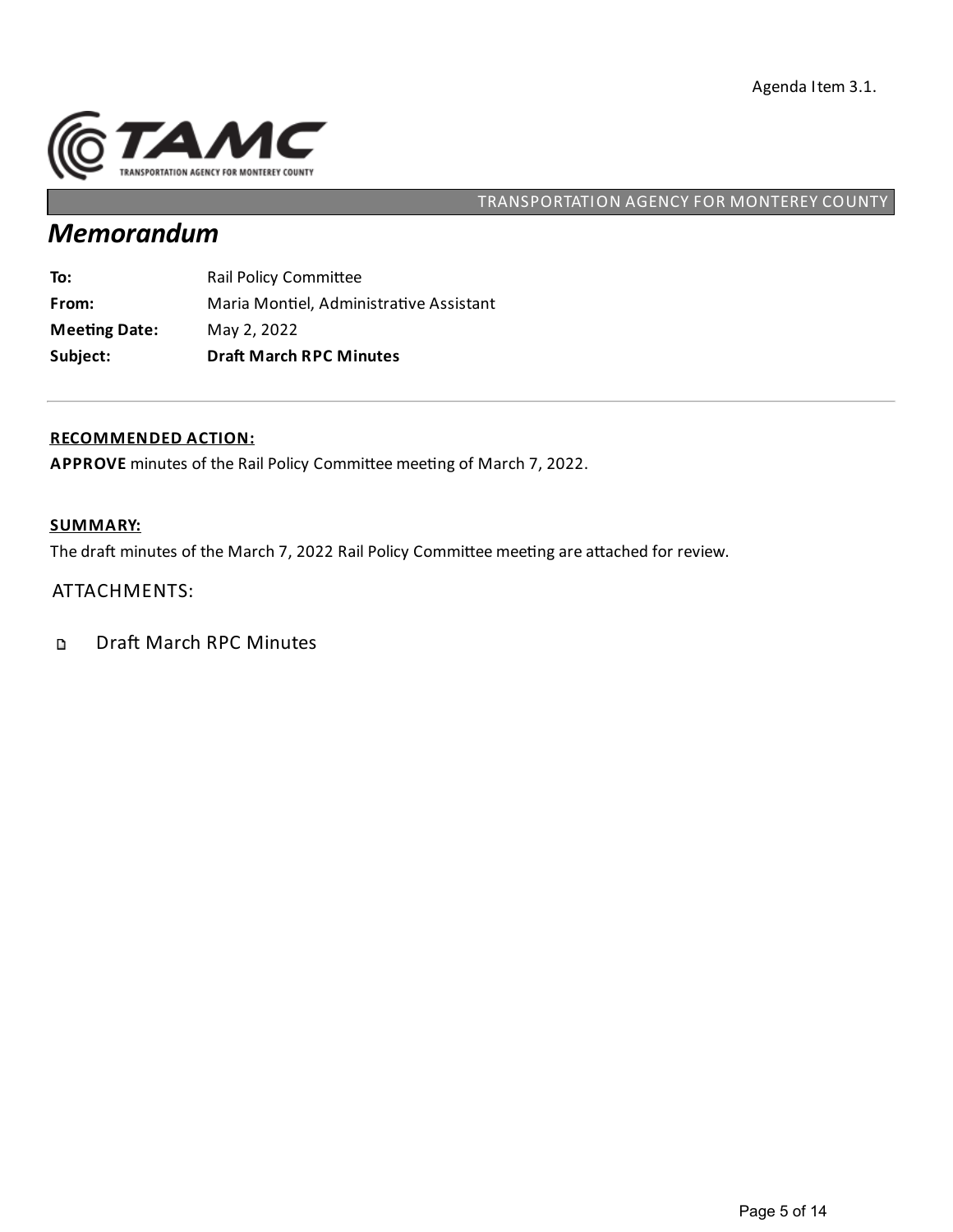Agenda Item 3.1.

TRANSPORTATION AGENCY FOR MONTEREY COUNTY

# *Memorandum*

| | |
|---|---|
| **To:** | Rail Policy Committee |
| **From:** | Maria Montiel, Administrative Assistant |
| **Meeting Date:** | May 2, 2022 |
| **Subject:** | **Draft March RPC Minutes** |

---

**RECOMMENDED ACTION:**

**APPROVE** minutes of the Rail Policy Committee meeting of March 7, 2022.

**SUMMARY:**

The draft minutes of the March 7, 2022 Rail Policy Committee meeting are attached for review.

ATTACHMENTS:

- Draft March RPC Minutes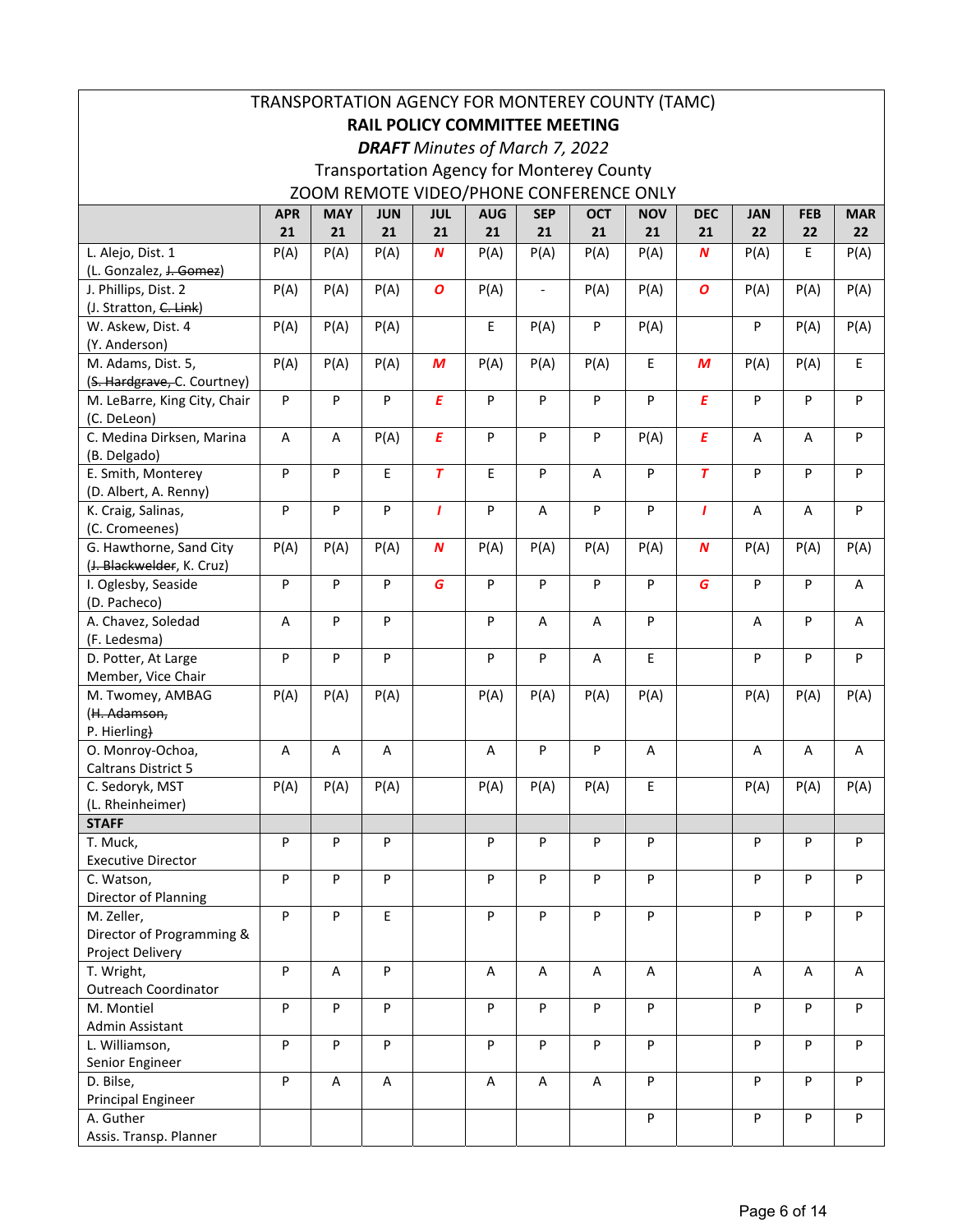TRANSPORTATION AGENCY FOR MONTEREY COUNTY (TAMC)

**RAIL POLICY COMMITTEE MEETING**

***DRAFT*** *Minutes of March 7, 2022*

Transportation Agency for Monterey County

ZOOM REMOTE VIDEO/PHONE CONFERENCE ONLY

| | APR 21 | MAY 21 | JUN 21 | JUL 21 | AUG 21 | SEP 21 | OCT 21 | NOV 21 | DEC 21 | JAN 22 | FEB 22 | MAR 22 |
|---|---|---|---|---|---|---|---|---|---|---|---|---|
| L. Alejo, Dist. 1 (L. Gonzalez, ~~J. Gomez~~) | P(A) | P(A) | P(A) | ***N*** | P(A) | P(A) | P(A) | P(A) | ***N*** | P(A) | E | P(A) |
| J. Phillips, Dist. 2 (J. Stratton, ~~C. Link~~) | P(A) | P(A) | P(A) | ***O*** | P(A) | - | P(A) | P(A) | ***O*** | P(A) | P(A) | P(A) |
| W. Askew, Dist. 4 (Y. Anderson) | P(A) | P(A) | P(A) | | E | P(A) | P | P(A) | | P | P(A) | P(A) |
| M. Adams, Dist. 5, (~~S. Hardgrave,~~ C. Courtney) | P(A) | P(A) | P(A) | ***M*** | P(A) | P(A) | P(A) | E | ***M*** | P(A) | P(A) | E |
| M. LeBarre, King City, Chair (C. DeLeon) | P | P | P | ***E*** | P | P | P | P | ***E*** | P | P | P |
| C. Medina Dirksen, Marina (B. Delgado) | A | A | P(A) | ***E*** | P | P | P | P(A) | ***E*** | A | A | P |
| E. Smith, Monterey (D. Albert, A. Renny) | P | P | E | ***T*** | E | P | A | P | ***T*** | P | P | P |
| K. Craig, Salinas, (C. Cromeenes) | P | P | P | ***I*** | P | A | P | P | ***I*** | A | A | P |
| G. Hawthorne, Sand City (~~J. Blackwelder~~, K. Cruz) | P(A) | P(A) | P(A) | ***N*** | P(A) | P(A) | P(A) | P(A) | ***N*** | P(A) | P(A) | P(A) |
| I. Oglesby, Seaside (D. Pacheco) | P | P | P | ***G*** | P | P | P | P | ***G*** | P | P | A |
| A. Chavez, Soledad (F. Ledesma) | A | P | P | | P | A | A | P | | A | P | A |
| D. Potter, At Large Member, Vice Chair | P | P | P | | P | P | A | E | | P | P | P |
| M. Twomey, AMBAG (~~H. Adamson,~~ ~~P. Hierling)~~ | P(A) | P(A) | P(A) | | P(A) | P(A) | P(A) | P(A) | | P(A) | P(A) | P(A) |
| O. Monroy-Ochoa, Caltrans District 5 | A | A | A | | A | P | P | A | | A | A | A |
| C. Sedoryk, MST (L. Rheinheimer) | P(A) | P(A) | P(A) | | P(A) | P(A) | P(A) | E | | P(A) | P(A) | P(A) |
| **STAFF** | | | | | | | | | | | | |
| T. Muck, Executive Director | P | P | P | | P | P | P | P | | P | P | P |
| C. Watson, Director of Planning | P | P | P | | P | P | P | P | | P | P | P |
| M. Zeller, Director of Programming & Project Delivery | P | P | E | | P | P | P | P | | P | P | P |
| T. Wright, Outreach Coordinator | P | A | P | | A | A | A | A | | A | A | A |
| M. Montiel Admin Assistant | P | P | P | | P | P | P | P | | P | P | P |
| L. Williamson, Senior Engineer | P | P | P | | P | P | P | P | | P | P | P |
| D. Bilse, Principal Engineer | P | A | A | | A | A | A | P | | P | P | P |
| A. Guther Assis. Transp. Planner | | | | | | | | P | | P | P | P |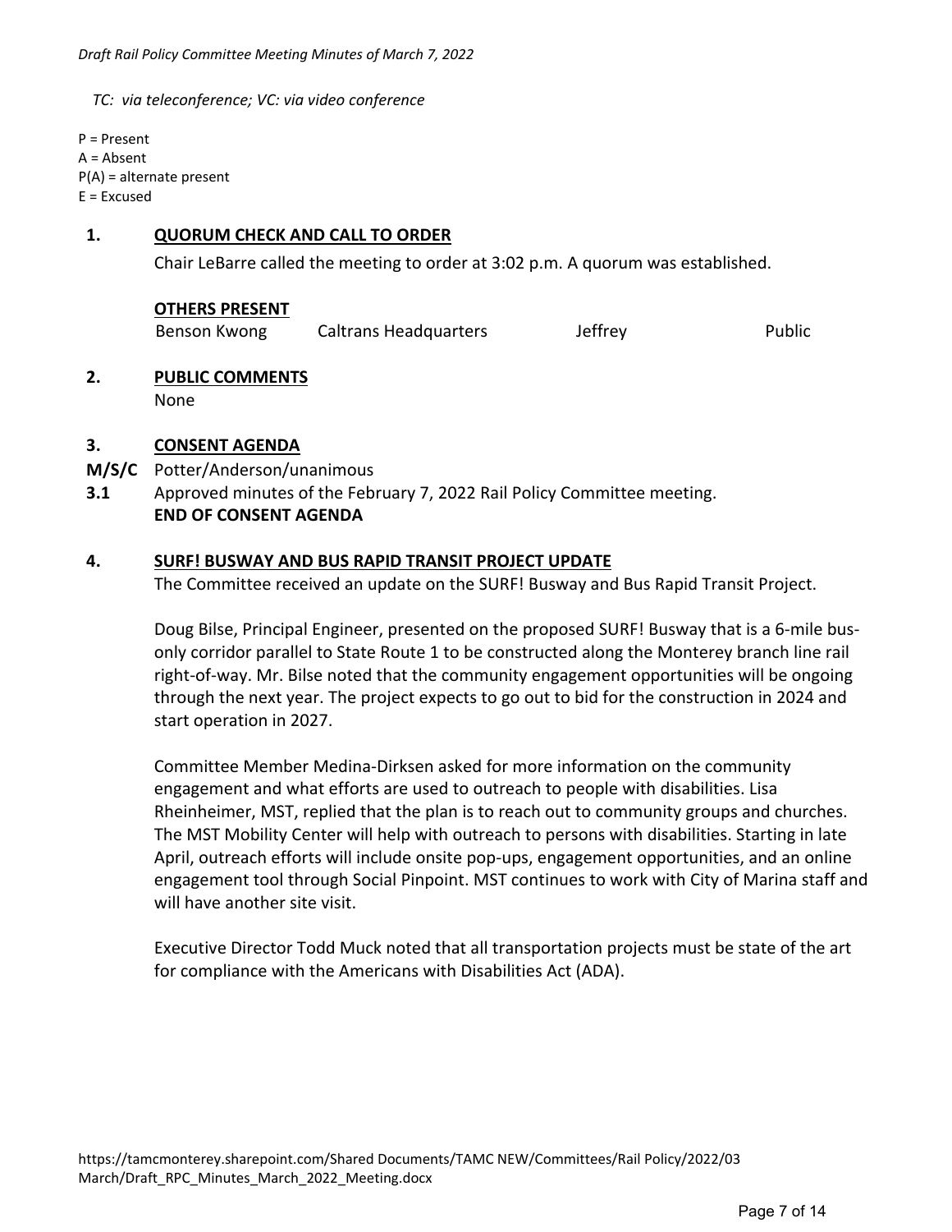*TC: via teleconference; VC: via video conference*

P = Present
A = Absent
P(A) = alternate present
E = Excused

## 1. QUORUM CHECK AND CALL TO ORDER

Chair LeBarre called the meeting to order at 3:02 p.m. A quorum was established.

**OTHERS PRESENT**

| | | | |
|---|---|---|---|
| Benson Kwong | Caltrans Headquarters | Jeffrey | Public |

## 2. PUBLIC COMMENTS

None

## 3. CONSENT AGENDA

**M/S/C** Potter/Anderson/unanimous

**3.1** Approved minutes of the February 7, 2022 Rail Policy Committee meeting.

**END OF CONSENT AGENDA**

## 4. SURF! BUSWAY AND BUS RAPID TRANSIT PROJECT UPDATE

The Committee received an update on the SURF! Busway and Bus Rapid Transit Project.

Doug Bilse, Principal Engineer, presented on the proposed SURF! Busway that is a 6-mile bus-only corridor parallel to State Route 1 to be constructed along the Monterey branch line rail right-of-way. Mr. Bilse noted that the community engagement opportunities will be ongoing through the next year. The project expects to go out to bid for the construction in 2024 and start operation in 2027.

Committee Member Medina-Dirksen asked for more information on the community engagement and what efforts are used to outreach to people with disabilities. Lisa Rheinheimer, MST, replied that the plan is to reach out to community groups and churches. The MST Mobility Center will help with outreach to persons with disabilities. Starting in late April, outreach efforts will include onsite pop-ups, engagement opportunities, and an online engagement tool through Social Pinpoint. MST continues to work with City of Marina staff and will have another site visit.

Executive Director Todd Muck noted that all transportation projects must be state of the art for compliance with the Americans with Disabilities Act (ADA).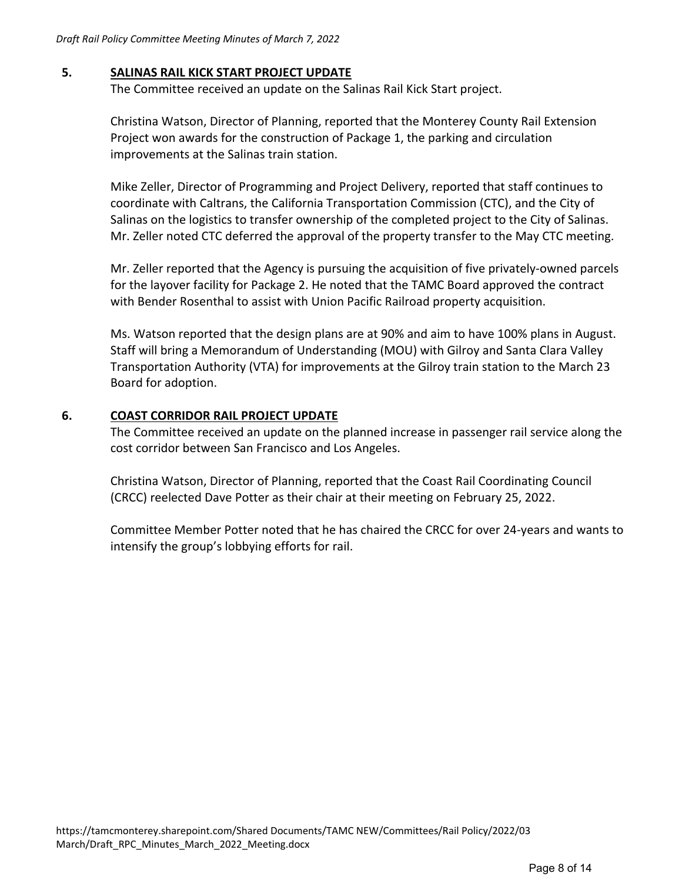## 5. SALINAS RAIL KICK START PROJECT UPDATE

The Committee received an update on the Salinas Rail Kick Start project.

Christina Watson, Director of Planning, reported that the Monterey County Rail Extension Project won awards for the construction of Package 1, the parking and circulation improvements at the Salinas train station.

Mike Zeller, Director of Programming and Project Delivery, reported that staff continues to coordinate with Caltrans, the California Transportation Commission (CTC), and the City of Salinas on the logistics to transfer ownership of the completed project to the City of Salinas. Mr. Zeller noted CTC deferred the approval of the property transfer to the May CTC meeting.

Mr. Zeller reported that the Agency is pursuing the acquisition of five privately-owned parcels for the layover facility for Package 2. He noted that the TAMC Board approved the contract with Bender Rosenthal to assist with Union Pacific Railroad property acquisition.

Ms. Watson reported that the design plans are at 90% and aim to have 100% plans in August. Staff will bring a Memorandum of Understanding (MOU) with Gilroy and Santa Clara Valley Transportation Authority (VTA) for improvements at the Gilroy train station to the March 23 Board for adoption.

## 6. COAST CORRIDOR RAIL PROJECT UPDATE

The Committee received an update on the planned increase in passenger rail service along the cost corridor between San Francisco and Los Angeles.

Christina Watson, Director of Planning, reported that the Coast Rail Coordinating Council (CRCC) reelected Dave Potter as their chair at their meeting on February 25, 2022.

Committee Member Potter noted that he has chaired the CRCC for over 24-years and wants to intensify the group's lobbying efforts for rail.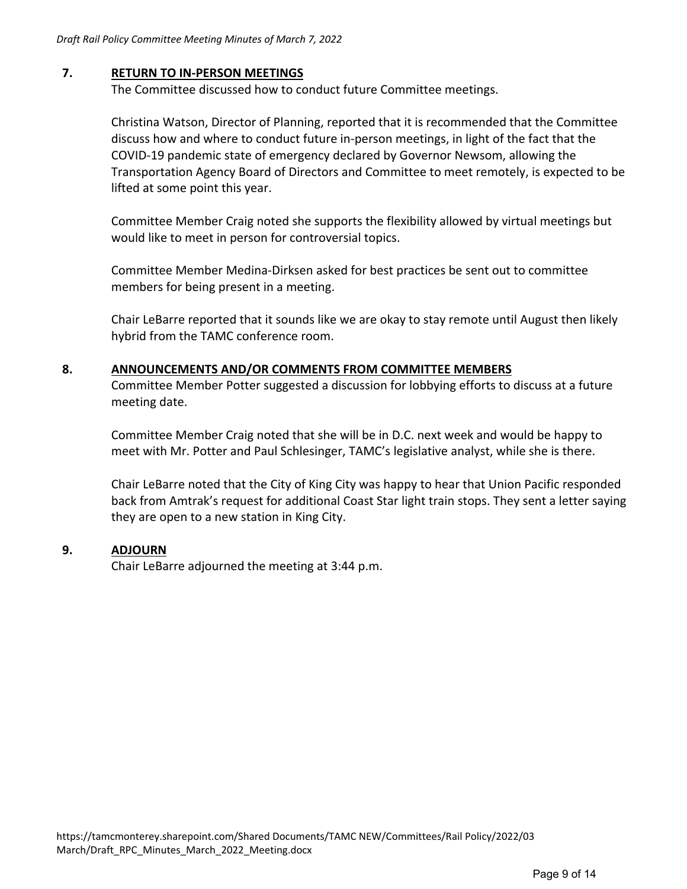## 7. RETURN TO IN-PERSON MEETINGS

The Committee discussed how to conduct future Committee meetings.

Christina Watson, Director of Planning, reported that it is recommended that the Committee discuss how and where to conduct future in-person meetings, in light of the fact that the COVID-19 pandemic state of emergency declared by Governor Newsom, allowing the Transportation Agency Board of Directors and Committee to meet remotely, is expected to be lifted at some point this year.

Committee Member Craig noted she supports the flexibility allowed by virtual meetings but would like to meet in person for controversial topics.

Committee Member Medina-Dirksen asked for best practices be sent out to committee members for being present in a meeting.

Chair LeBarre reported that it sounds like we are okay to stay remote until August then likely hybrid from the TAMC conference room.

## 8. ANNOUNCEMENTS AND/OR COMMENTS FROM COMMITTEE MEMBERS

Committee Member Potter suggested a discussion for lobbying efforts to discuss at a future meeting date.

Committee Member Craig noted that she will be in D.C. next week and would be happy to meet with Mr. Potter and Paul Schlesinger, TAMC's legislative analyst, while she is there.

Chair LeBarre noted that the City of King City was happy to hear that Union Pacific responded back from Amtrak's request for additional Coast Star light train stops. They sent a letter saying they are open to a new station in King City.

## 9. ADJOURN

Chair LeBarre adjourned the meeting at 3:44 p.m.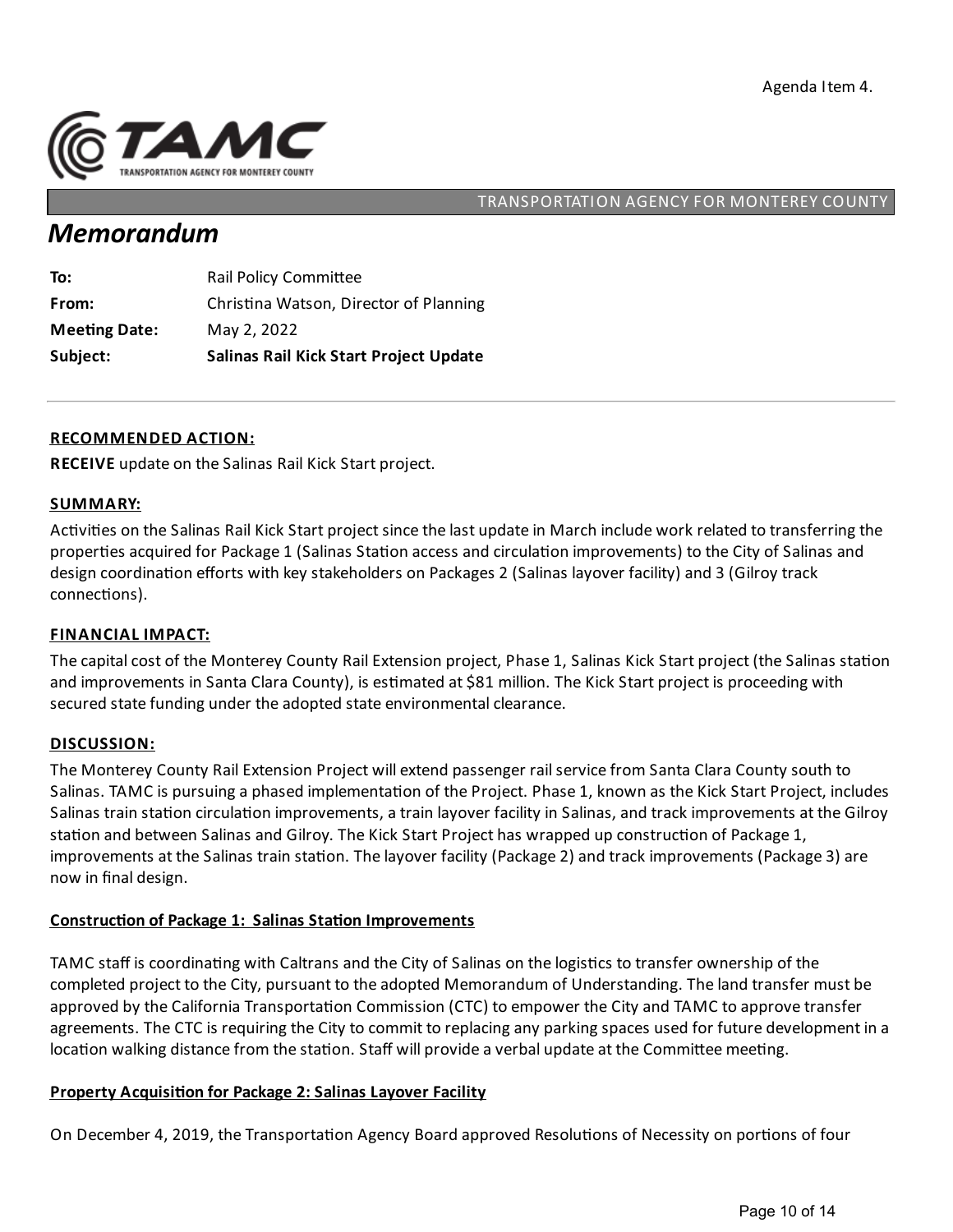Agenda Item 4.

TRANSPORTATION AGENCY FOR MONTEREY COUNTY

# Memorandum

**To:** Rail Policy Committee

**From:** Christina Watson, Director of Planning

**Meeting Date:** May 2, 2022

**Subject:** **Salinas Rail Kick Start Project Update**

---

**RECOMMENDED ACTION:**

**RECEIVE** update on the Salinas Rail Kick Start project.

**SUMMARY:**

Activities on the Salinas Rail Kick Start project since the last update in March include work related to transferring the properties acquired for Package 1 (Salinas Station access and circulation improvements) to the City of Salinas and design coordination efforts with key stakeholders on Packages 2 (Salinas layover facility) and 3 (Gilroy track connections).

**FINANCIAL IMPACT:**

The capital cost of the Monterey County Rail Extension project, Phase 1, Salinas Kick Start project (the Salinas station and improvements in Santa Clara County), is estimated at $81 million. The Kick Start project is proceeding with secured state funding under the adopted state environmental clearance.

**DISCUSSION:**

The Monterey County Rail Extension Project will extend passenger rail service from Santa Clara County south to Salinas. TAMC is pursuing a phased implementation of the Project. Phase 1, known as the Kick Start Project, includes Salinas train station circulation improvements, a train layover facility in Salinas, and track improvements at the Gilroy station and between Salinas and Gilroy. The Kick Start Project has wrapped up construction of Package 1, improvements at the Salinas train station. The layover facility (Package 2) and track improvements (Package 3) are now in final design.

**Construction of Package 1: Salinas Station Improvements**

TAMC staff is coordinating with Caltrans and the City of Salinas on the logistics to transfer ownership of the completed project to the City, pursuant to the adopted Memorandum of Understanding. The land transfer must be approved by the California Transportation Commission (CTC) to empower the City and TAMC to approve transfer agreements. The CTC is requiring the City to commit to replacing any parking spaces used for future development in a location walking distance from the station. Staff will provide a verbal update at the Committee meeting.

**Property Acquisition for Package 2: Salinas Layover Facility**

On December 4, 2019, the Transportation Agency Board approved Resolutions of Necessity on portions of four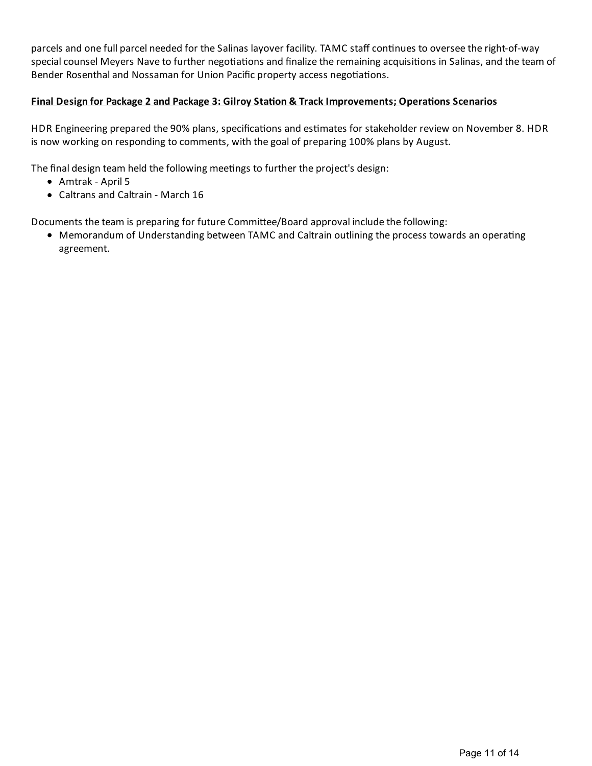parcels and one full parcel needed for the Salinas layover facility. TAMC staff continues to oversee the right-of-way special counsel Meyers Nave to further negotiations and finalize the remaining acquisitions in Salinas, and the team of Bender Rosenthal and Nossaman for Union Pacific property access negotiations.

**Final Design for Package 2 and Package 3: Gilroy Station & Track Improvements; Operations Scenarios**

HDR Engineering prepared the 90% plans, specifications and estimates for stakeholder review on November 8. HDR is now working on responding to comments, with the goal of preparing 100% plans by August.

The final design team held the following meetings to further the project's design:

- Amtrak - April 5
- Caltrans and Caltrain - March 16

Documents the team is preparing for future Committee/Board approval include the following:

- Memorandum of Understanding between TAMC and Caltrain outlining the process towards an operating agreement.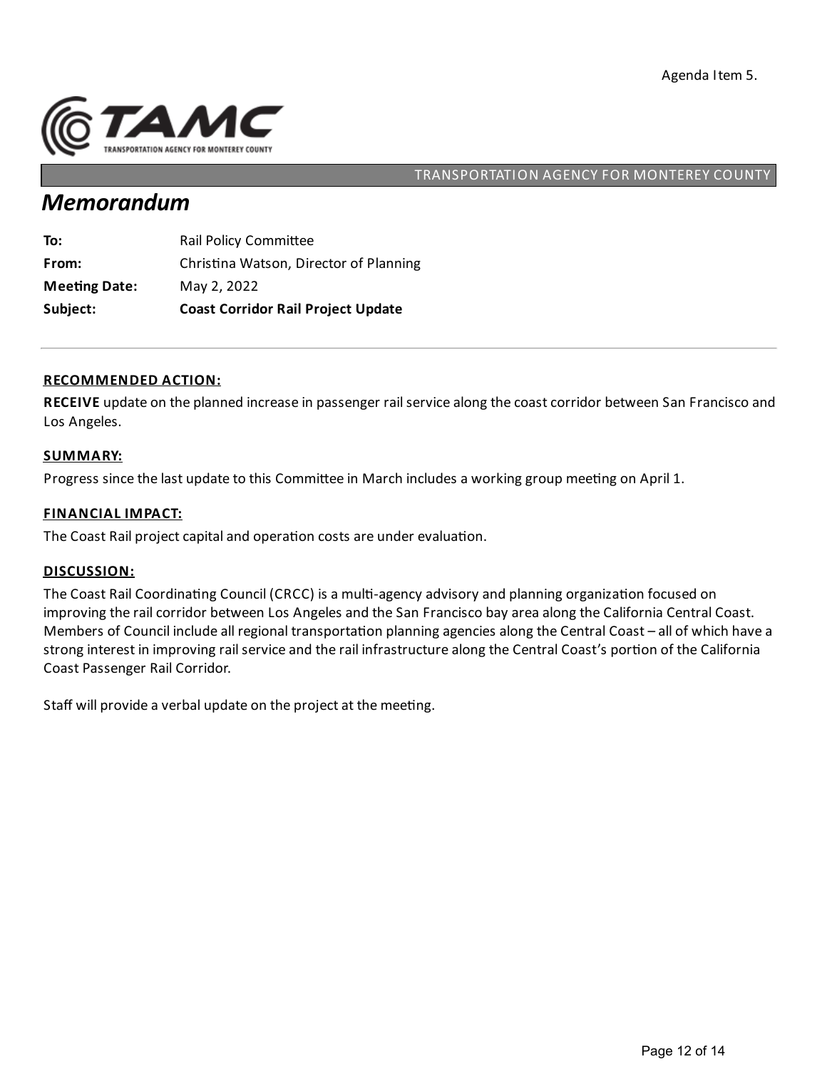Agenda Item 5.

TRANSPORTATION AGENCY FOR MONTEREY COUNTY

# *Memorandum*

| | |
|---|---|
| **To:** | Rail Policy Committee |
| **From:** | Christina Watson, Director of Planning |
| **Meeting Date:** | May 2, 2022 |
| **Subject:** | **Coast Corridor Rail Project Update** |

---

### RECOMMENDED ACTION:

**RECEIVE** update on the planned increase in passenger rail service along the coast corridor between San Francisco and Los Angeles.

### SUMMARY:

Progress since the last update to this Committee in March includes a working group meeting on April 1.

### FINANCIAL IMPACT:

The Coast Rail project capital and operation costs are under evaluation.

### DISCUSSION:

The Coast Rail Coordinating Council (CRCC) is a multi-agency advisory and planning organization focused on improving the rail corridor between Los Angeles and the San Francisco bay area along the California Central Coast. Members of Council include all regional transportation planning agencies along the Central Coast – all of which have a strong interest in improving rail service and the rail infrastructure along the Central Coast's portion of the California Coast Passenger Rail Corridor.

Staff will provide a verbal update on the project at the meeting.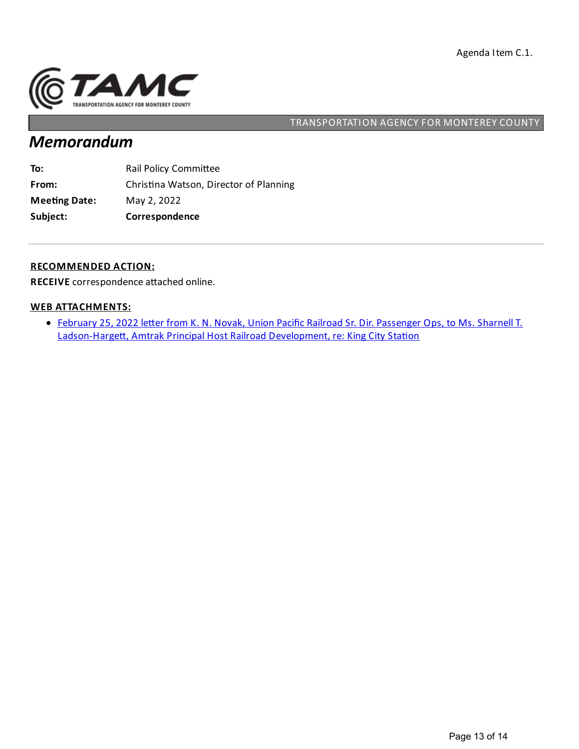Agenda Item C.1.

TRANSPORTATION AGENCY FOR MONTEREY COUNTY

# Memorandum

| | |
|---|---|
| **To:** | Rail Policy Committee |
| **From:** | Christina Watson, Director of Planning |
| **Meeting Date:** | May 2, 2022 |
| **Subject:** | **Correspondence** |

---

**RECOMMENDED ACTION:**

**RECEIVE** correspondence attached online.

**WEB ATTACHMENTS:**

- February 25, 2022 letter from K. N. Novak, Union Pacific Railroad Sr. Dir. Passenger Ops, to Ms. Sharnell T. Ladson-Hargett, Amtrak Principal Host Railroad Development, re: King City Station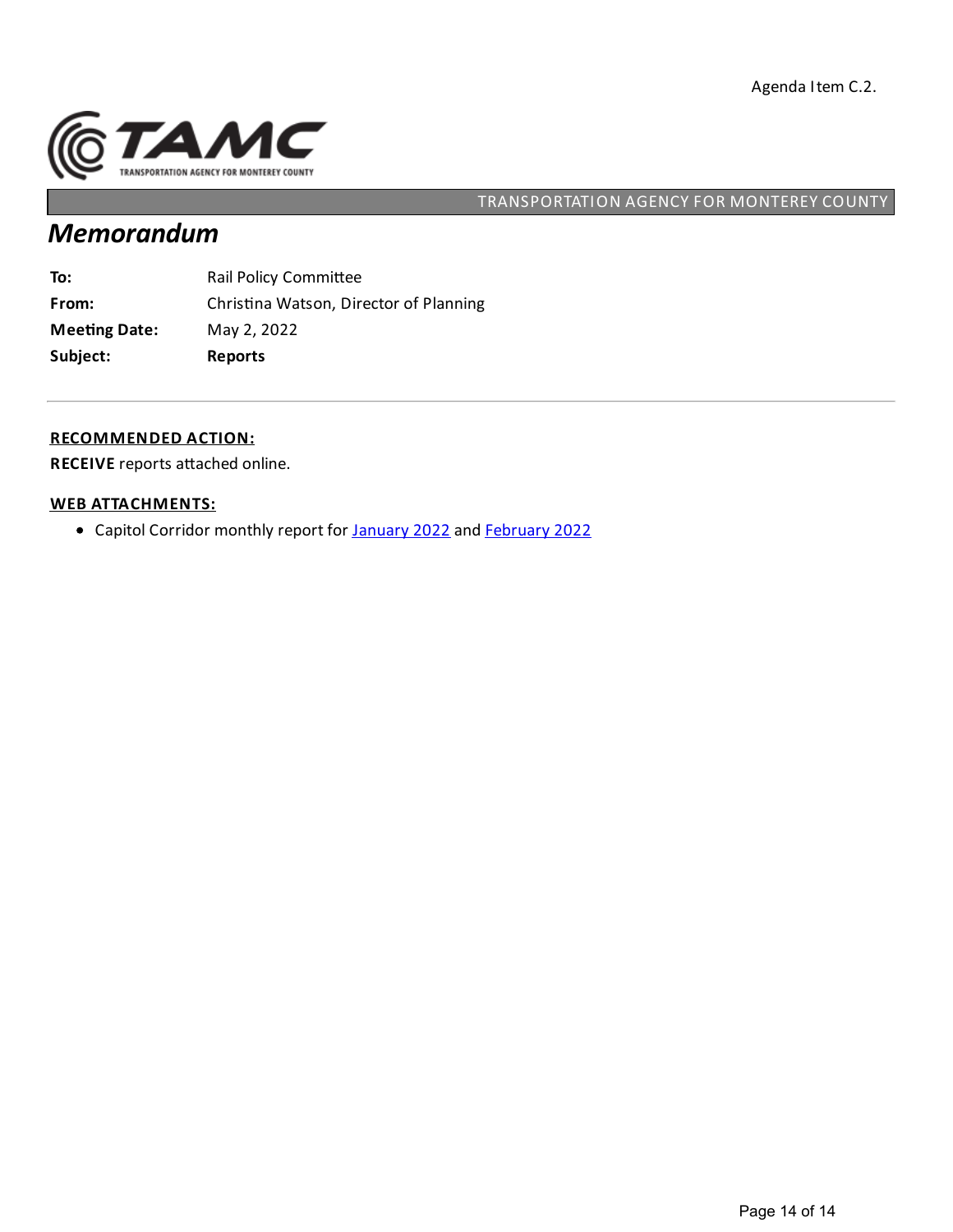Agenda Item C.2.

TAMC

TRANSPORTATION AGENCY FOR MONTEREY COUNTY

TRANSPORTATION AGENCY FOR MONTEREY COUNTY

# *Memorandum*

| | |
|---|---|
| **To:** | Rail Policy Committee |
| **From:** | Christina Watson, Director of Planning |
| **Meeting Date:** | May 2, 2022 |
| **Subject:** | **Reports** |

---

**RECOMMENDED ACTION:**

**RECEIVE** reports attached online.

**WEB ATTACHMENTS:**

- Capitol Corridor monthly report for January 2022 and February 2022